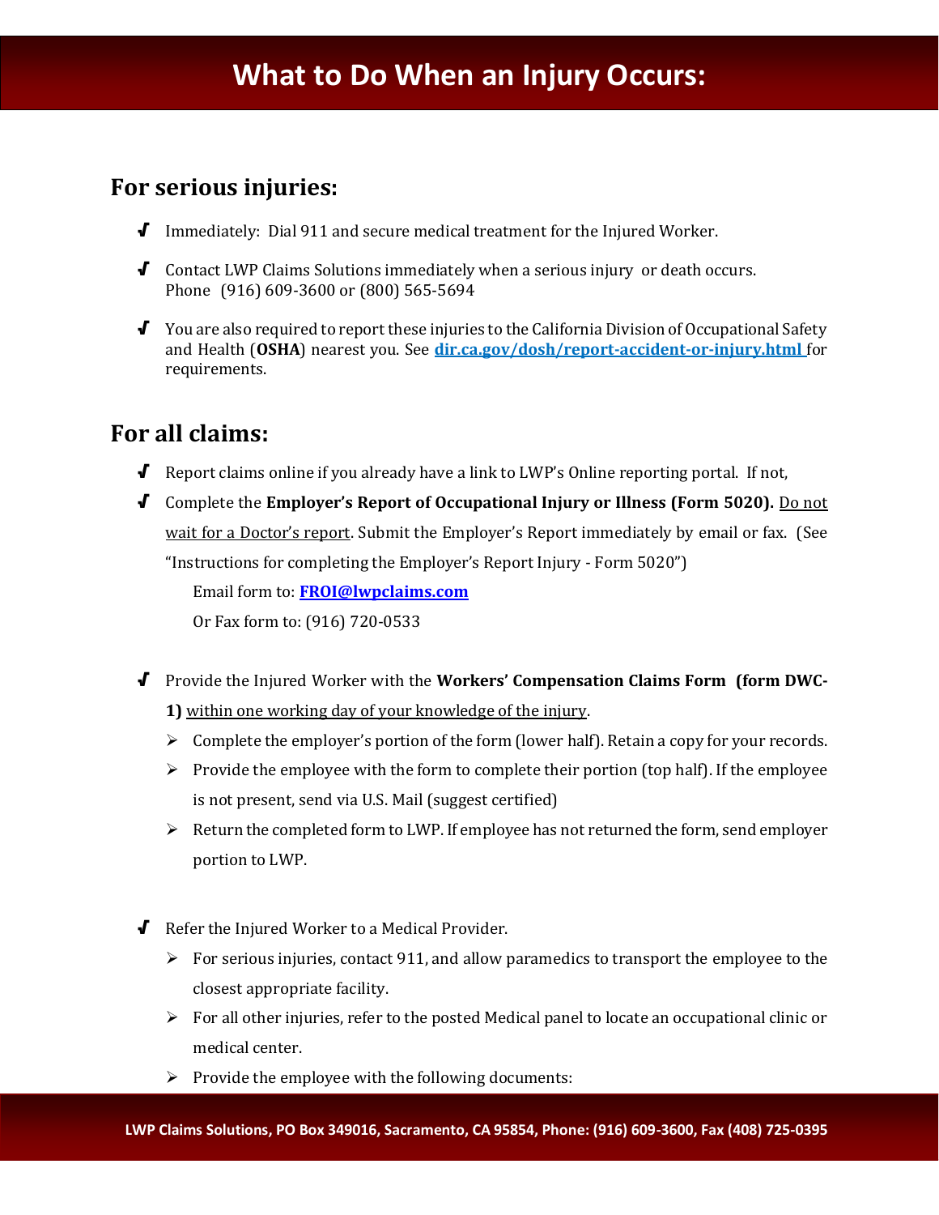# What to Do When an Injury Occurs:

## For serious injuries:

- Immediately: Dial 911 and secure medical treatment for the Injured Worker.
- Contact LWP Claims Solutions immediately when a serious injury or death occurs.
  Phone (916) 609-3600 or (800) 565-5694
- You are also required to report these injuries to the California Division of Occupational Safety and Health (**OSHA**) nearest you. See **dir.ca.gov/dosh/report-accident-or-injury.html** for requirements.

## For all claims:

- Report claims online if you already have a link to LWP's Online reporting portal. If not,
- Complete the **Employer's Report of Occupational Injury or Illness (Form 5020).** Do not wait for a Doctor's report. Submit the Employer's Report immediately by email or fax. (See "Instructions for completing the Employer's Report Injury - Form 5020")

  Email form to: **FROI@lwpclaims.com**

  Or Fax form to: (916) 720-0533

- Provide the Injured Worker with the **Workers' Compensation Claims Form (form DWC-1)** within one working day of your knowledge of the injury.
  - Complete the employer's portion of the form (lower half). Retain a copy for your records.
  - Provide the employee with the form to complete their portion (top half). If the employee is not present, send via U.S. Mail (suggest certified)
  - Return the completed form to LWP. If employee has not returned the form, send employer portion to LWP.

- Refer the Injured Worker to a Medical Provider.
  - For serious injuries, contact 911, and allow paramedics to transport the employee to the closest appropriate facility.
  - For all other injuries, refer to the posted Medical panel to locate an occupational clinic or medical center.
  - Provide the employee with the following documents:

LWP Claims Solutions, PO Box 349016, Sacramento, CA 95854, Phone: (916) 609-3600, Fax (408) 725-0395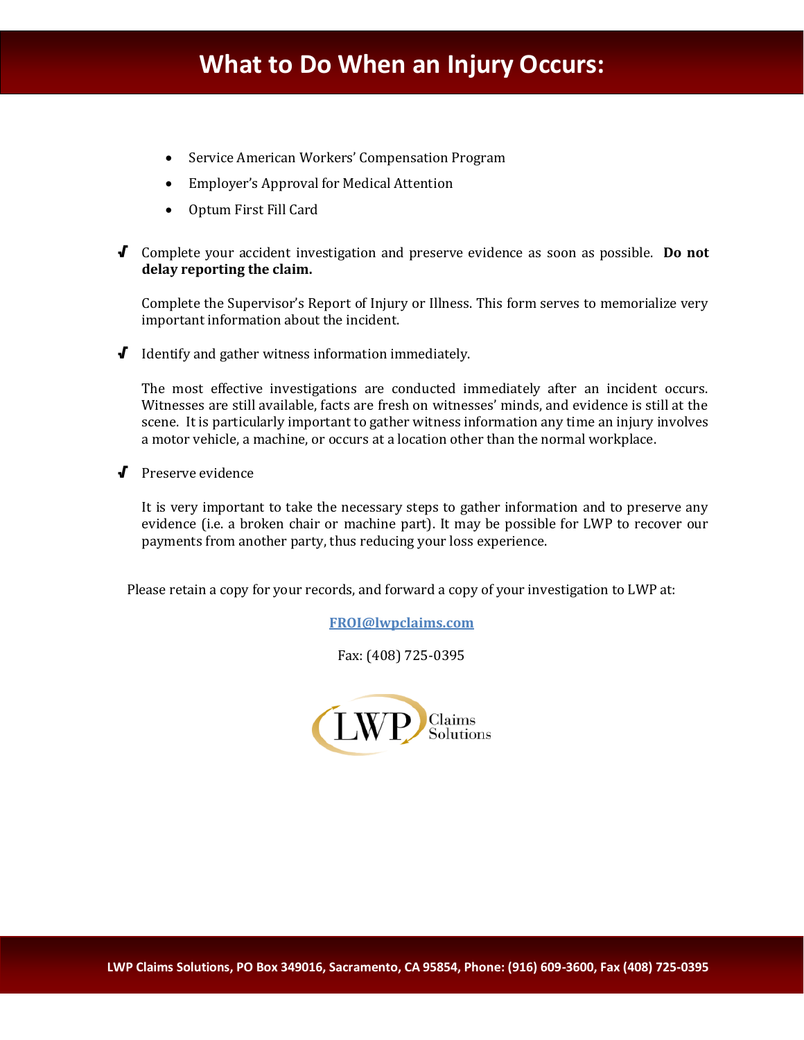# What to Do When an Injury Occurs:

- Service American Workers' Compensation Program
- Employer's Approval for Medical Attention
- Optum First Fill Card

✔ Complete your accident investigation and preserve evidence as soon as possible. **Do not delay reporting the claim.**

Complete the Supervisor's Report of Injury or Illness. This form serves to memorialize very important information about the incident.

✔ Identify and gather witness information immediately.

The most effective investigations are conducted immediately after an incident occurs. Witnesses are still available, facts are fresh on witnesses' minds, and evidence is still at the scene. It is particularly important to gather witness information any time an injury involves a motor vehicle, a machine, or occurs at a location other than the normal workplace.

✔ Preserve evidence

It is very important to take the necessary steps to gather information and to preserve any evidence (i.e. a broken chair or machine part). It may be possible for LWP to recover our payments from another party, thus reducing your loss experience.

Please retain a copy for your records, and forward a copy of your investigation to LWP at:

**FROI@lwpclaims.com**

Fax: (408) 725-0395

LWP Claims Solutions

**LWP Claims Solutions, PO Box 349016, Sacramento, CA 95854, Phone: (916) 609-3600, Fax (408) 725-0395**